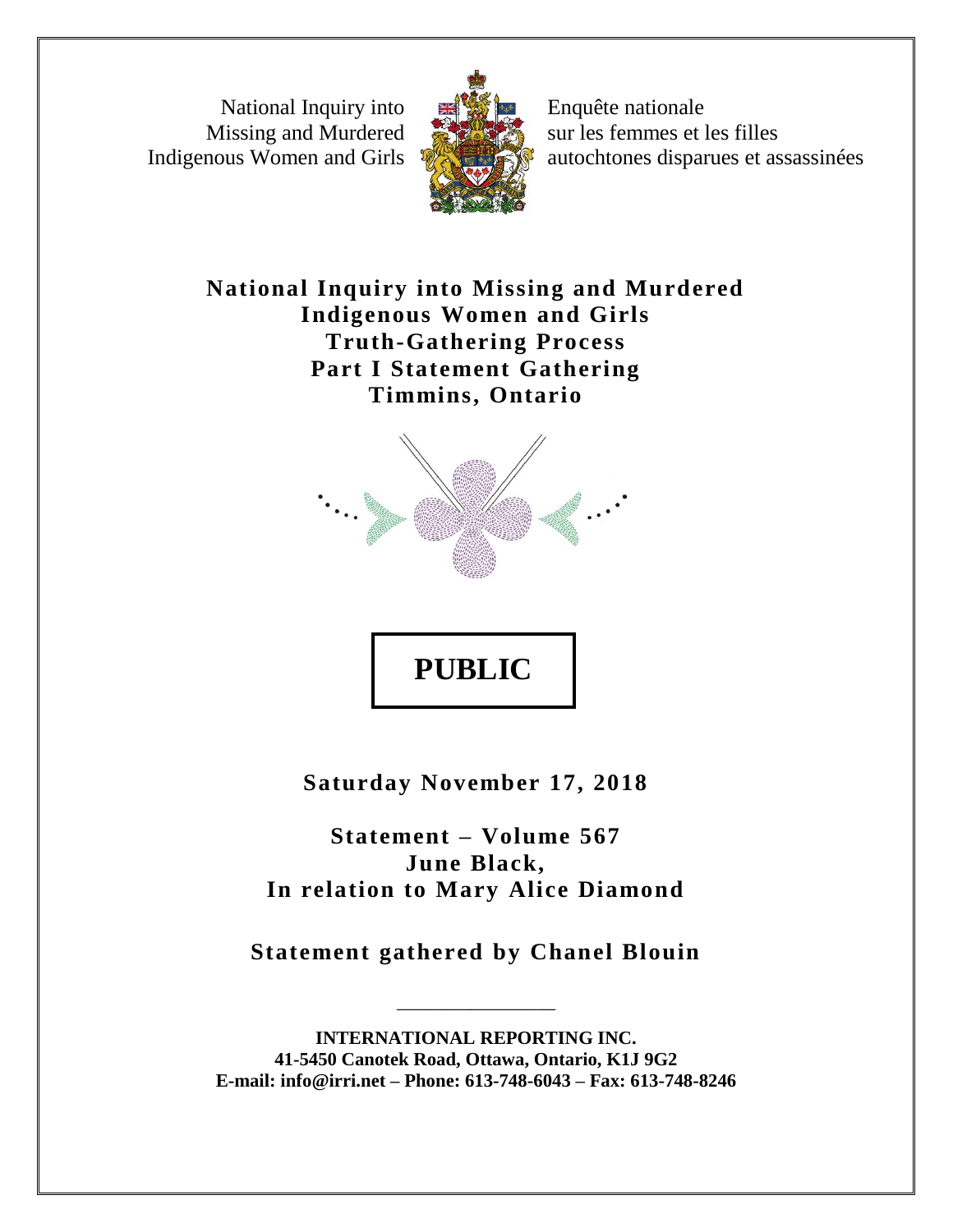National Inquiry into Missing and Murdered Indigenous Women and Girls

Enquête nationale sur les femmes et les filles autochtones disparues et assassinées

**National Inquiry into Missing and Murdered Indigenous Women and Girls**
**Truth-Gathering Process**
**Part I Statement Gathering**
**Timmins, Ontario**

# PUBLIC

**Saturday November 17, 2018**

**Statement – Volume 567**
**June Black,**
**In relation to Mary Alice Diamond**

**Statement gathered by Chanel Blouin**

---

**INTERNATIONAL REPORTING INC.**
**41-5450 Canotek Road, Ottawa, Ontario, K1J 9G2**
**E-mail: info@irri.net – Phone: 613-748-6043 – Fax: 613-748-8246**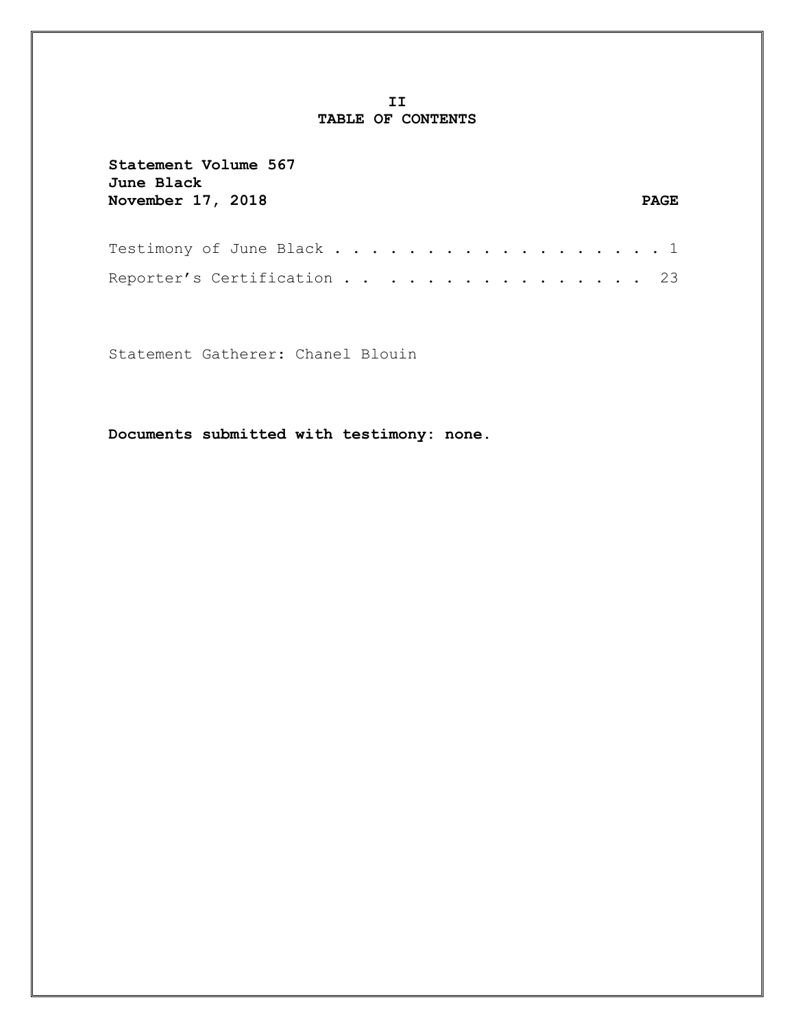**II**

# TABLE OF CONTENTS

**Statement Volume 567**
**June Black**
**November 17, 2018** **PAGE**

| | |
|---|---|
| Testimony of June Black . . . . . . . . . . . . . . . . . . . | 1 |
| Reporter's Certification . . . . . . . . . . . . . . . . . | 23 |

Statement Gatherer: Chanel Blouin

**Documents submitted with testimony: none.**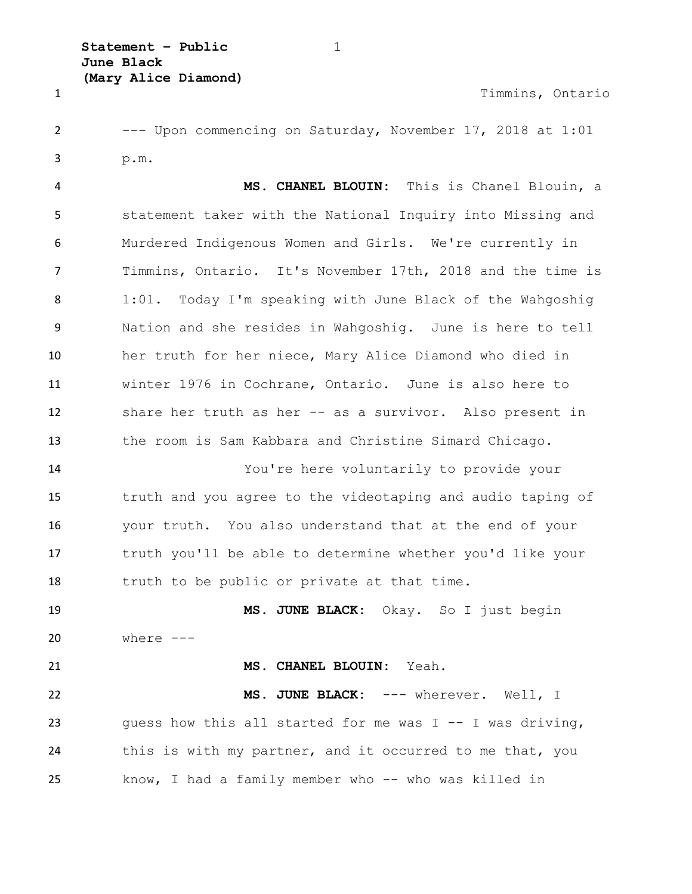Timmins, Ontario

--- Upon commencing on Saturday, November 17, 2018 at 1:01 p.m.

**MS. CHANEL BLOUIN:** This is Chanel Blouin, a statement taker with the National Inquiry into Missing and Murdered Indigenous Women and Girls. We're currently in Timmins, Ontario. It's November 17th, 2018 and the time is 1:01. Today I'm speaking with June Black of the Wahgoshig Nation and she resides in Wahgoshig. June is here to tell her truth for her niece, Mary Alice Diamond who died in winter 1976 in Cochrane, Ontario. June is also here to share her truth as her -- as a survivor. Also present in the room is Sam Kabbara and Christine Simard Chicago.

You're here voluntarily to provide your truth and you agree to the videotaping and audio taping of your truth. You also understand that at the end of your truth you'll be able to determine whether you'd like your truth to be public or private at that time.

**MS. JUNE BLACK:** Okay. So I just begin where ---

**MS. CHANEL BLOUIN:** Yeah.

**MS. JUNE BLACK:** --- wherever. Well, I guess how this all started for me was I -- I was driving, this is with my partner, and it occurred to me that, you know, I had a family member who -- who was killed in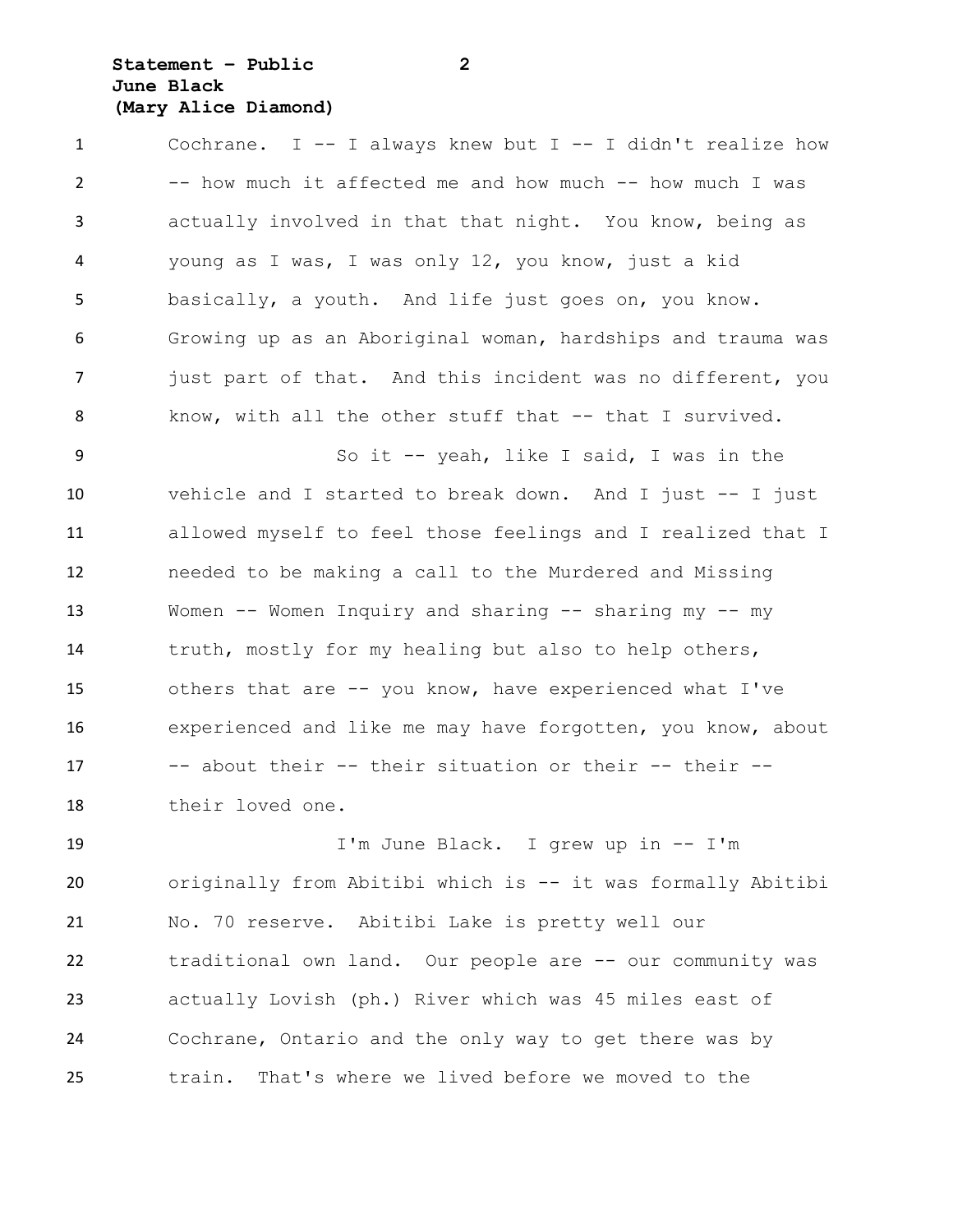Cochrane. I -- I always knew but I -- I didn't realize how -- how much it affected me and how much -- how much I was actually involved in that that night. You know, being as young as I was, I was only 12, you know, just a kid basically, a youth. And life just goes on, you know. Growing up as an Aboriginal woman, hardships and trauma was just part of that. And this incident was no different, you know, with all the other stuff that -- that I survived.

So it -- yeah, like I said, I was in the vehicle and I started to break down. And I just -- I just allowed myself to feel those feelings and I realized that I needed to be making a call to the Murdered and Missing Women -- Women Inquiry and sharing -- sharing my -- my truth, mostly for my healing but also to help others, others that are -- you know, have experienced what I've experienced and like me may have forgotten, you know, about -- about their -- their situation or their -- their -- their loved one.

I'm June Black. I grew up in -- I'm originally from Abitibi which is -- it was formally Abitibi No. 70 reserve. Abitibi Lake is pretty well our traditional own land. Our people are -- our community was actually Lovish (ph.) River which was 45 miles east of Cochrane, Ontario and the only way to get there was by train. That's where we lived before we moved to the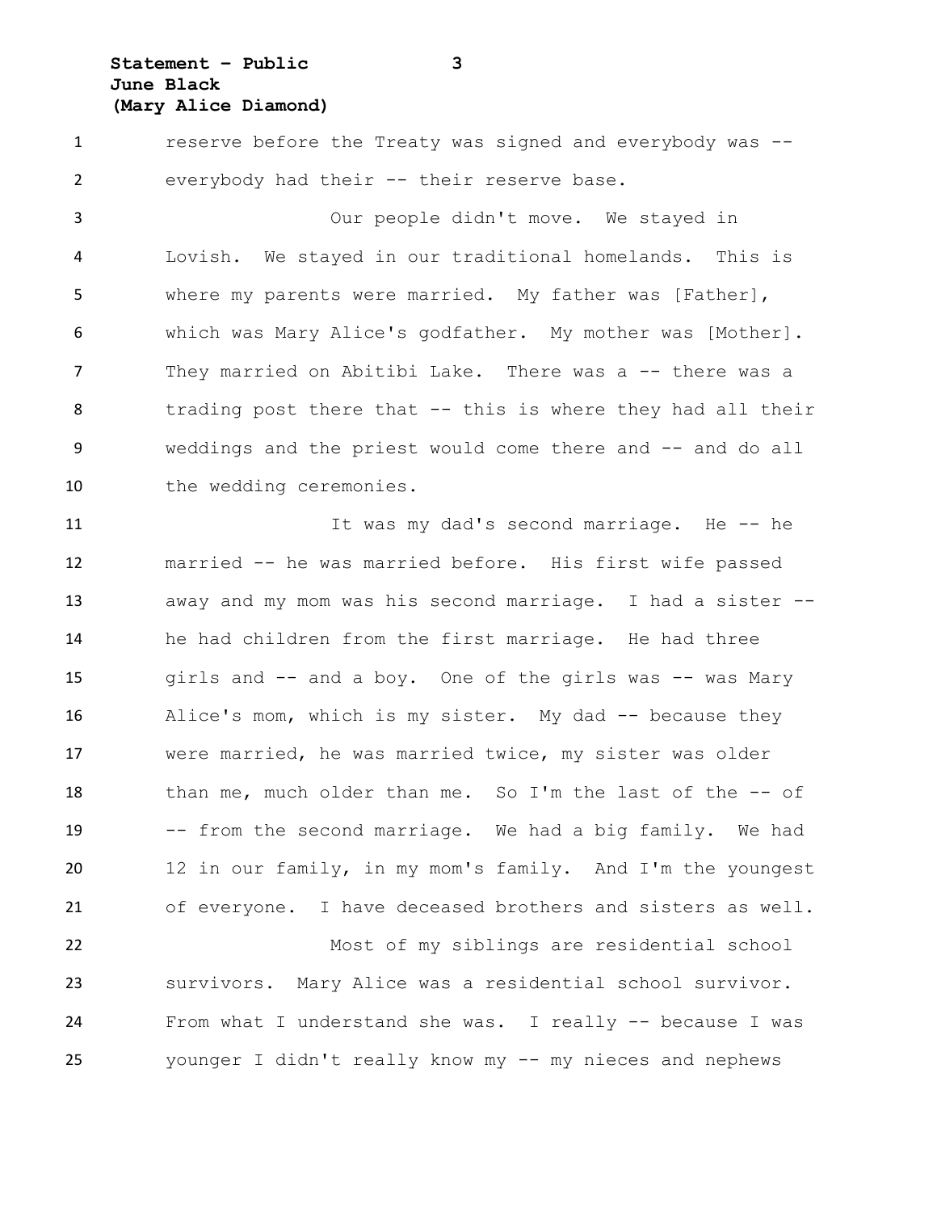reserve before the Treaty was signed and everybody was -- everybody had their -- their reserve base.

Our people didn't move. We stayed in Lovish. We stayed in our traditional homelands. This is where my parents were married. My father was [Father], which was Mary Alice's godfather. My mother was [Mother]. They married on Abitibi Lake. There was a -- there was a trading post there that -- this is where they had all their weddings and the priest would come there and -- and do all the wedding ceremonies.

It was my dad's second marriage. He -- he married -- he was married before. His first wife passed away and my mom was his second marriage. I had a sister -- he had children from the first marriage. He had three girls and -- and a boy. One of the girls was -- was Mary Alice's mom, which is my sister. My dad -- because they were married, he was married twice, my sister was older than me, much older than me. So I'm the last of the -- of -- from the second marriage. We had a big family. We had 12 in our family, in my mom's family. And I'm the youngest of everyone. I have deceased brothers and sisters as well.

Most of my siblings are residential school survivors. Mary Alice was a residential school survivor. From what I understand she was. I really -- because I was younger I didn't really know my -- my nieces and nephews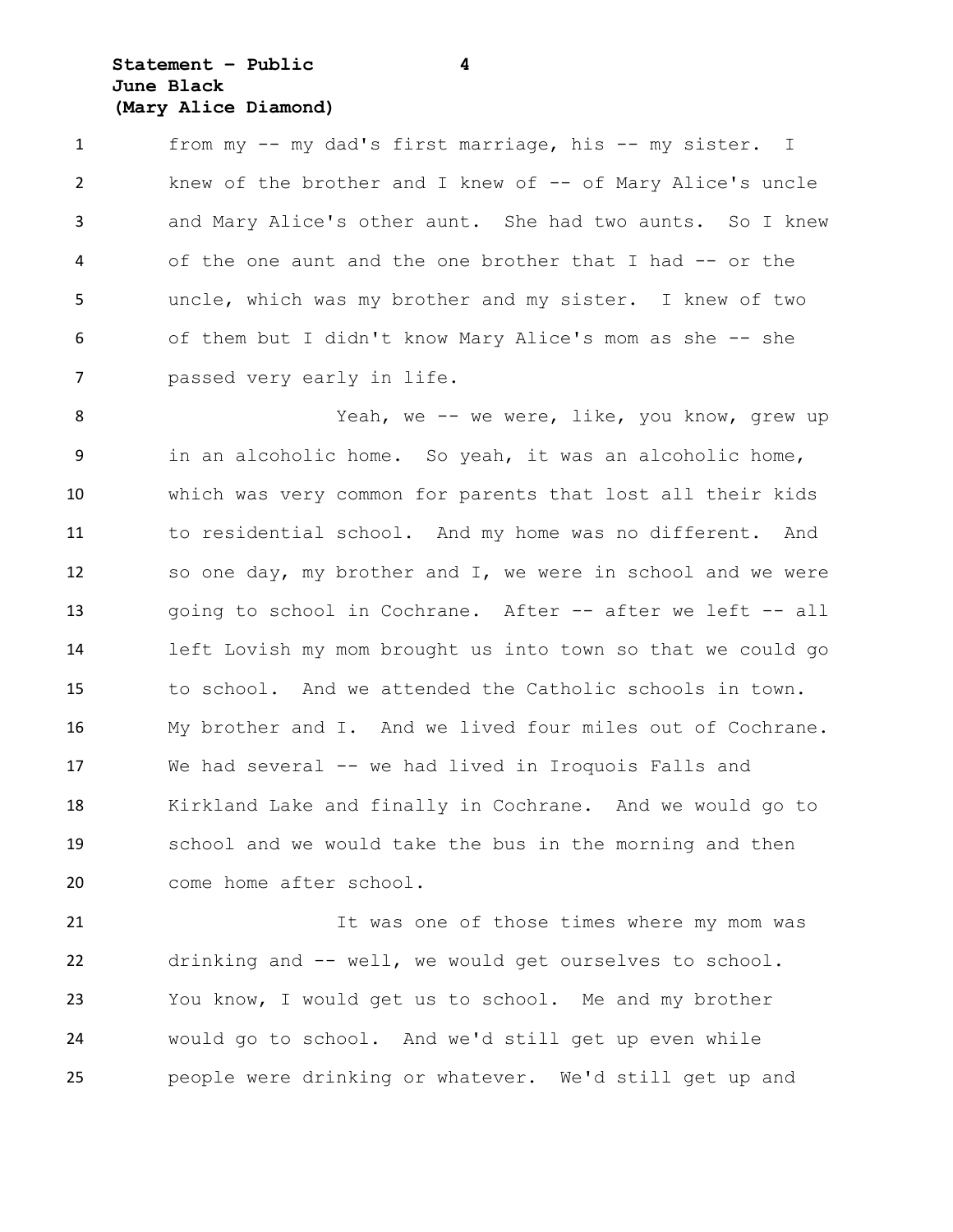from my -- my dad's first marriage, his -- my sister. I knew of the brother and I knew of -- of Mary Alice's uncle and Mary Alice's other aunt. She had two aunts. So I knew of the one aunt and the one brother that I had -- or the uncle, which was my brother and my sister. I knew of two of them but I didn't know Mary Alice's mom as she -- she passed very early in life.

Yeah, we -- we were, like, you know, grew up in an alcoholic home. So yeah, it was an alcoholic home, which was very common for parents that lost all their kids to residential school. And my home was no different. And so one day, my brother and I, we were in school and we were going to school in Cochrane. After -- after we left -- all left Lovish my mom brought us into town so that we could go to school. And we attended the Catholic schools in town. My brother and I. And we lived four miles out of Cochrane. We had several -- we had lived in Iroquois Falls and Kirkland Lake and finally in Cochrane. And we would go to school and we would take the bus in the morning and then come home after school.

It was one of those times where my mom was drinking and -- well, we would get ourselves to school. You know, I would get us to school. Me and my brother would go to school. And we'd still get up even while people were drinking or whatever. We'd still get up and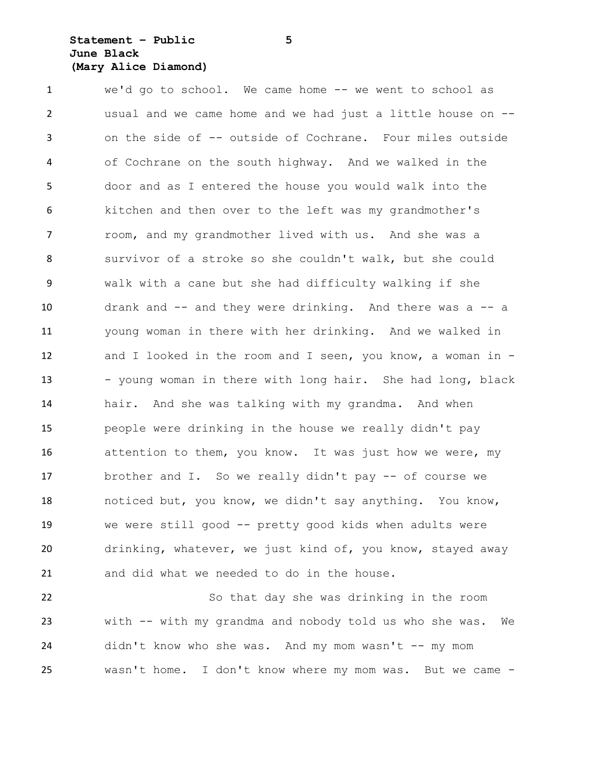we'd go to school. We came home -- we went to school as usual and we came home and we had just a little house on -- on the side of -- outside of Cochrane. Four miles outside of Cochrane on the south highway. And we walked in the door and as I entered the house you would walk into the kitchen and then over to the left was my grandmother's room, and my grandmother lived with us. And she was a survivor of a stroke so she couldn't walk, but she could walk with a cane but she had difficulty walking if she drank and -- and they were drinking. And there was a -- a young woman in there with her drinking. And we walked in and I looked in the room and I seen, you know, a woman in -- young woman in there with long hair. She had long, black hair. And she was talking with my grandma. And when people were drinking in the house we really didn't pay attention to them, you know. It was just how we were, my brother and I. So we really didn't pay -- of course we noticed but, you know, we didn't say anything. You know, we were still good -- pretty good kids when adults were drinking, whatever, we just kind of, you know, stayed away and did what we needed to do in the house.

So that day she was drinking in the room with -- with my grandma and nobody told us who she was. We didn't know who she was. And my mom wasn't -- my mom wasn't home. I don't know where my mom was. But we came -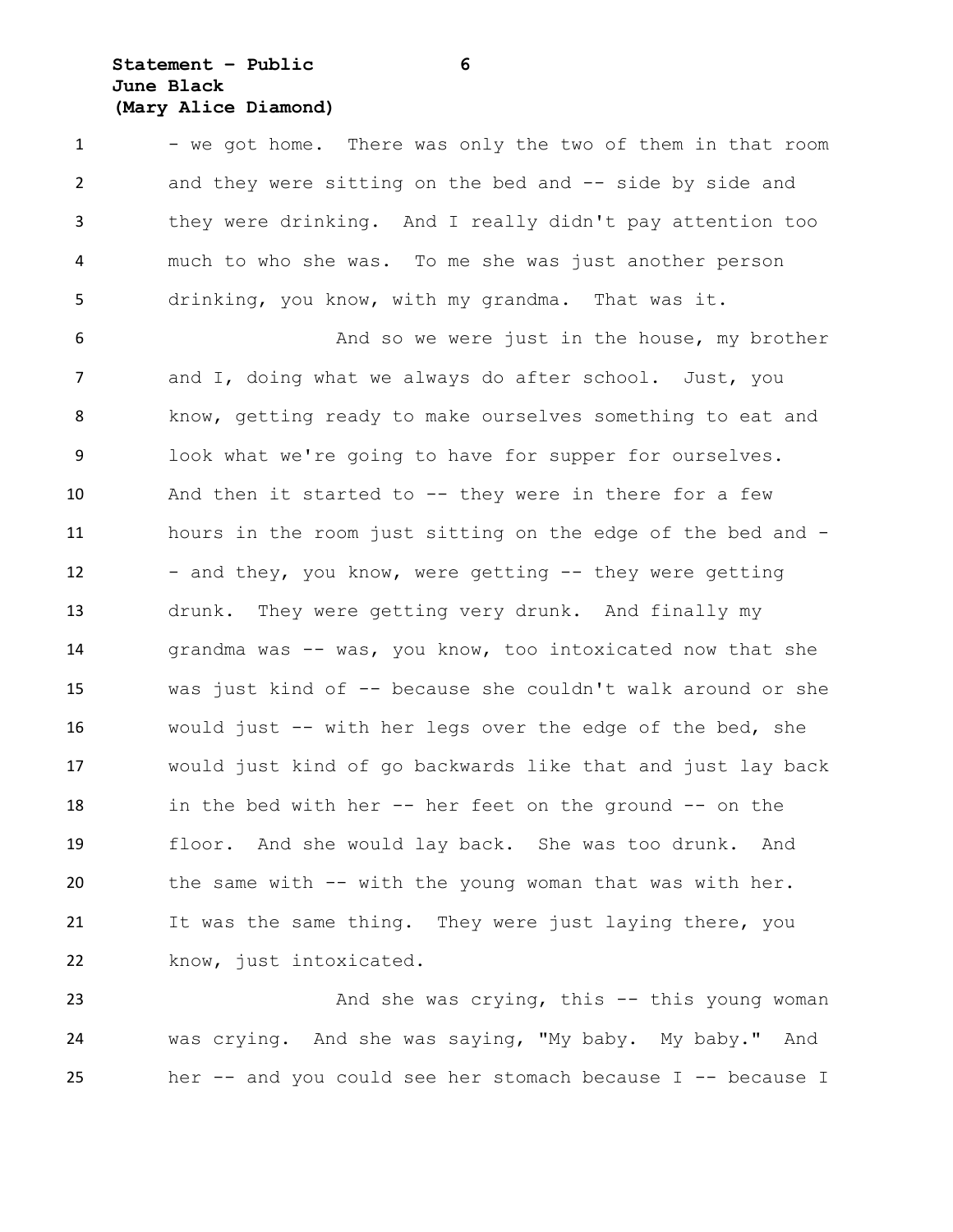- we got home. There was only the two of them in that room and they were sitting on the bed and -- side by side and they were drinking. And I really didn't pay attention too much to who she was. To me she was just another person drinking, you know, with my grandma. That was it.

And so we were just in the house, my brother and I, doing what we always do after school. Just, you know, getting ready to make ourselves something to eat and look what we're going to have for supper for ourselves. And then it started to -- they were in there for a few hours in the room just sitting on the edge of the bed and -- and they, you know, were getting -- they were getting drunk. They were getting very drunk. And finally my grandma was -- was, you know, too intoxicated now that she was just kind of -- because she couldn't walk around or she would just -- with her legs over the edge of the bed, she would just kind of go backwards like that and just lay back in the bed with her -- her feet on the ground -- on the floor. And she would lay back. She was too drunk. And the same with -- with the young woman that was with her. It was the same thing. They were just laying there, you know, just intoxicated.

And she was crying, this -- this young woman was crying. And she was saying, "My baby. My baby." And her -- and you could see her stomach because I -- because I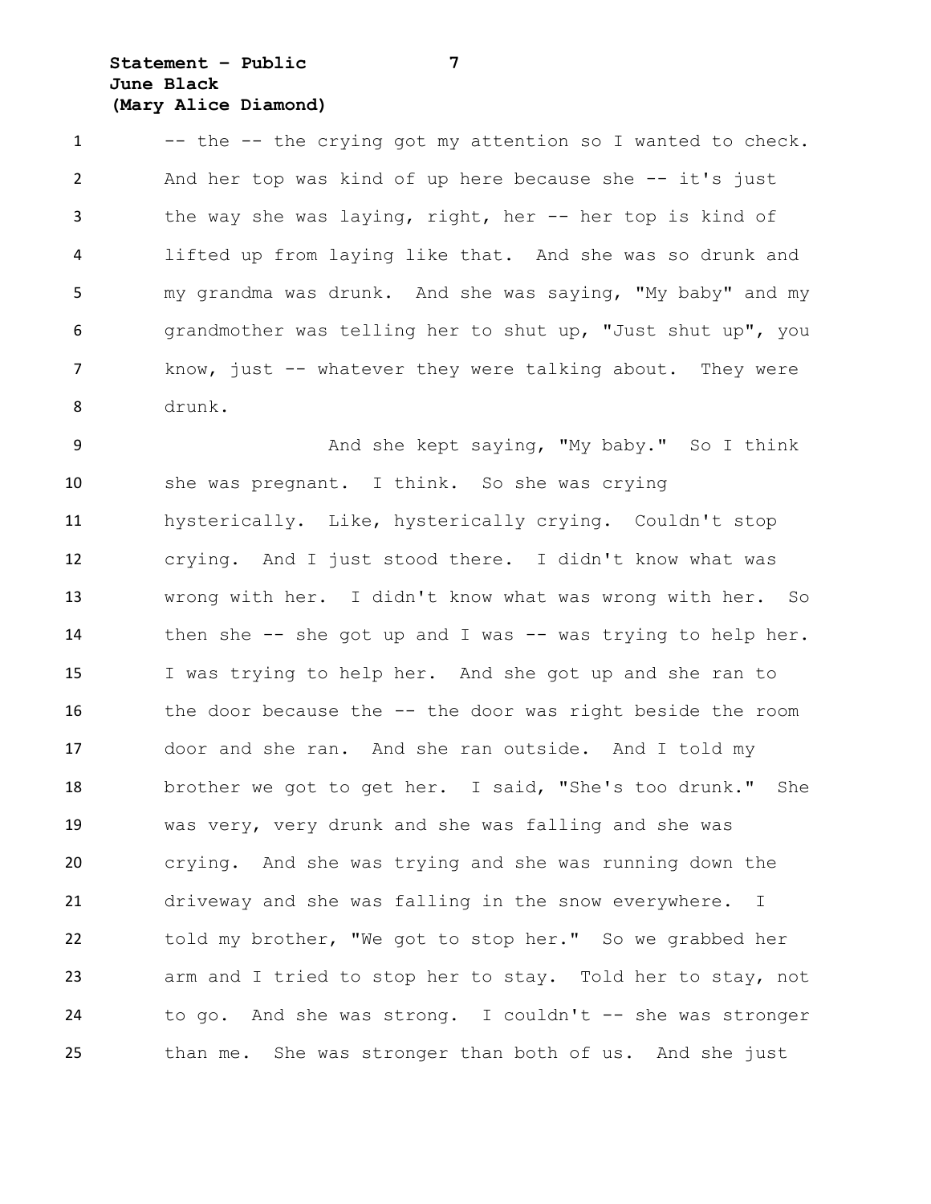-- the -- the crying got my attention so I wanted to check. And her top was kind of up here because she -- it's just the way she was laying, right, her -- her top is kind of lifted up from laying like that. And she was so drunk and my grandma was drunk. And she was saying, "My baby" and my grandmother was telling her to shut up, "Just shut up", you know, just -- whatever they were talking about. They were drunk.

And she kept saying, "My baby." So I think she was pregnant. I think. So she was crying hysterically. Like, hysterically crying. Couldn't stop crying. And I just stood there. I didn't know what was wrong with her. I didn't know what was wrong with her. So then she -- she got up and I was -- was trying to help her. I was trying to help her. And she got up and she ran to the door because the -- the door was right beside the room door and she ran. And she ran outside. And I told my brother we got to get her. I said, "She's too drunk." She was very, very drunk and she was falling and she was crying. And she was trying and she was running down the driveway and she was falling in the snow everywhere. I told my brother, "We got to stop her." So we grabbed her arm and I tried to stop her to stay. Told her to stay, not to go. And she was strong. I couldn't -- she was stronger than me. She was stronger than both of us. And she just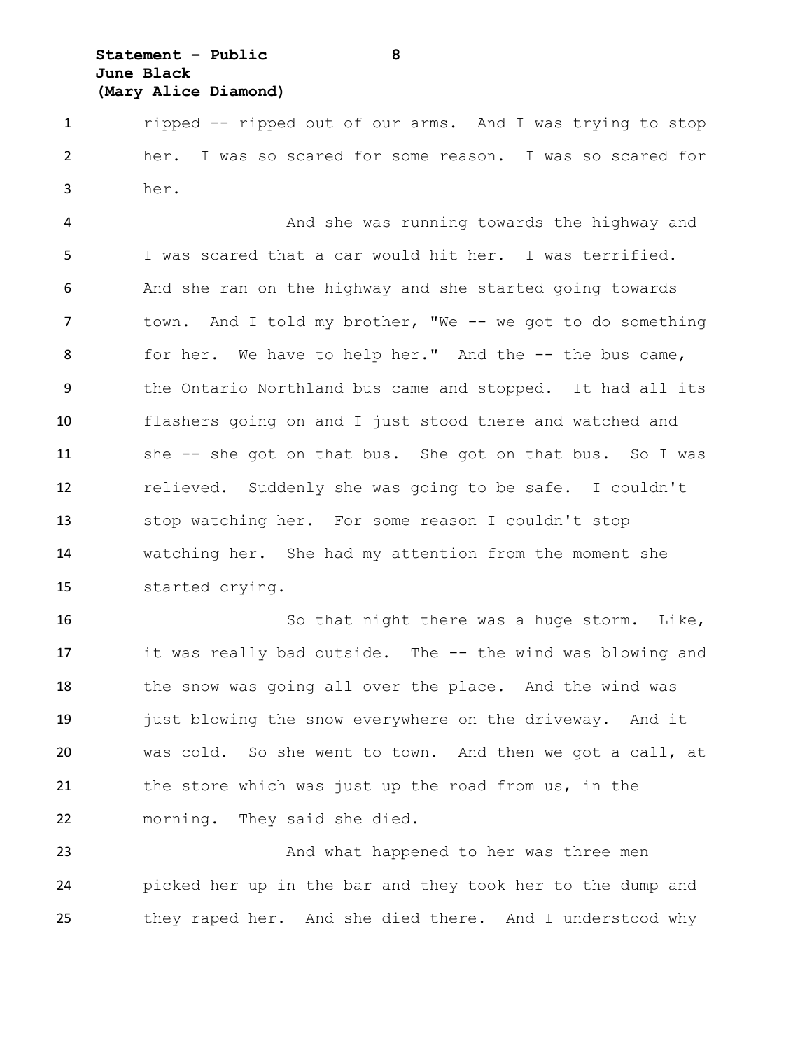ripped -- ripped out of our arms. And I was trying to stop her. I was so scared for some reason. I was so scared for her.

And she was running towards the highway and I was scared that a car would hit her. I was terrified. And she ran on the highway and she started going towards town. And I told my brother, "We -- we got to do something for her. We have to help her." And the -- the bus came, the Ontario Northland bus came and stopped. It had all its flashers going on and I just stood there and watched and she -- she got on that bus. She got on that bus. So I was relieved. Suddenly she was going to be safe. I couldn't stop watching her. For some reason I couldn't stop watching her. She had my attention from the moment she started crying.

So that night there was a huge storm. Like, it was really bad outside. The -- the wind was blowing and the snow was going all over the place. And the wind was just blowing the snow everywhere on the driveway. And it was cold. So she went to town. And then we got a call, at the store which was just up the road from us, in the morning. They said she died.

And what happened to her was three men picked her up in the bar and they took her to the dump and they raped her. And she died there. And I understood why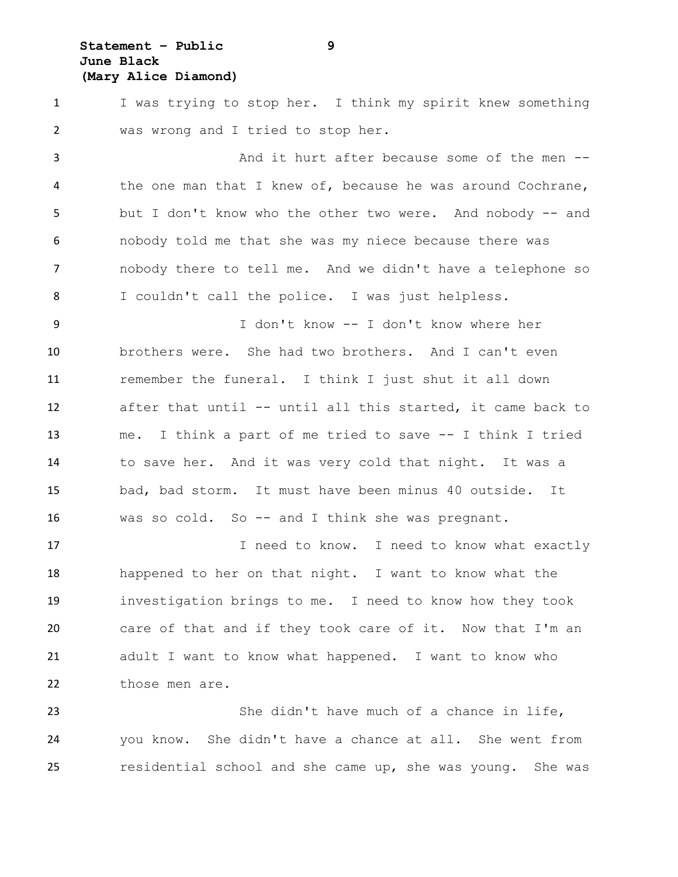I was trying to stop her. I think my spirit knew something was wrong and I tried to stop her.

And it hurt after because some of the men -- the one man that I knew of, because he was around Cochrane, but I don't know who the other two were. And nobody -- and nobody told me that she was my niece because there was nobody there to tell me. And we didn't have a telephone so I couldn't call the police. I was just helpless.

I don't know -- I don't know where her brothers were. She had two brothers. And I can't even remember the funeral. I think I just shut it all down after that until -- until all this started, it came back to me. I think a part of me tried to save -- I think I tried to save her. And it was very cold that night. It was a bad, bad storm. It must have been minus 40 outside. It was so cold. So -- and I think she was pregnant.

I need to know. I need to know what exactly happened to her on that night. I want to know what the investigation brings to me. I need to know how they took care of that and if they took care of it. Now that I'm an adult I want to know what happened. I want to know who those men are.

She didn't have much of a chance in life, you know. She didn't have a chance at all. She went from residential school and she came up, she was young. She was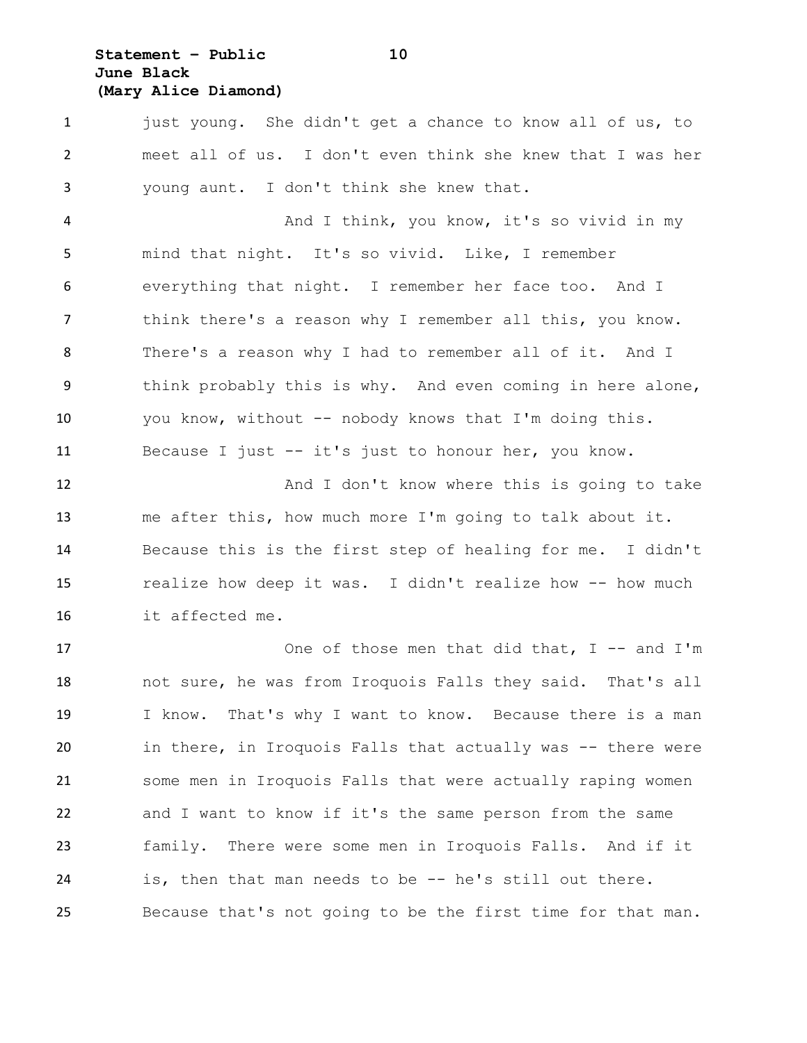just young. She didn't get a chance to know all of us, to meet all of us. I don't even think she knew that I was her young aunt. I don't think she knew that.

And I think, you know, it's so vivid in my mind that night. It's so vivid. Like, I remember everything that night. I remember her face too. And I think there's a reason why I remember all this, you know. There's a reason why I had to remember all of it. And I think probably this is why. And even coming in here alone, you know, without -- nobody knows that I'm doing this. Because I just -- it's just to honour her, you know.

And I don't know where this is going to take me after this, how much more I'm going to talk about it. Because this is the first step of healing for me. I didn't realize how deep it was. I didn't realize how -- how much it affected me.

One of those men that did that, I -- and I'm not sure, he was from Iroquois Falls they said. That's all I know. That's why I want to know. Because there is a man in there, in Iroquois Falls that actually was -- there were some men in Iroquois Falls that were actually raping women and I want to know if it's the same person from the same family. There were some men in Iroquois Falls. And if it is, then that man needs to be -- he's still out there. Because that's not going to be the first time for that man.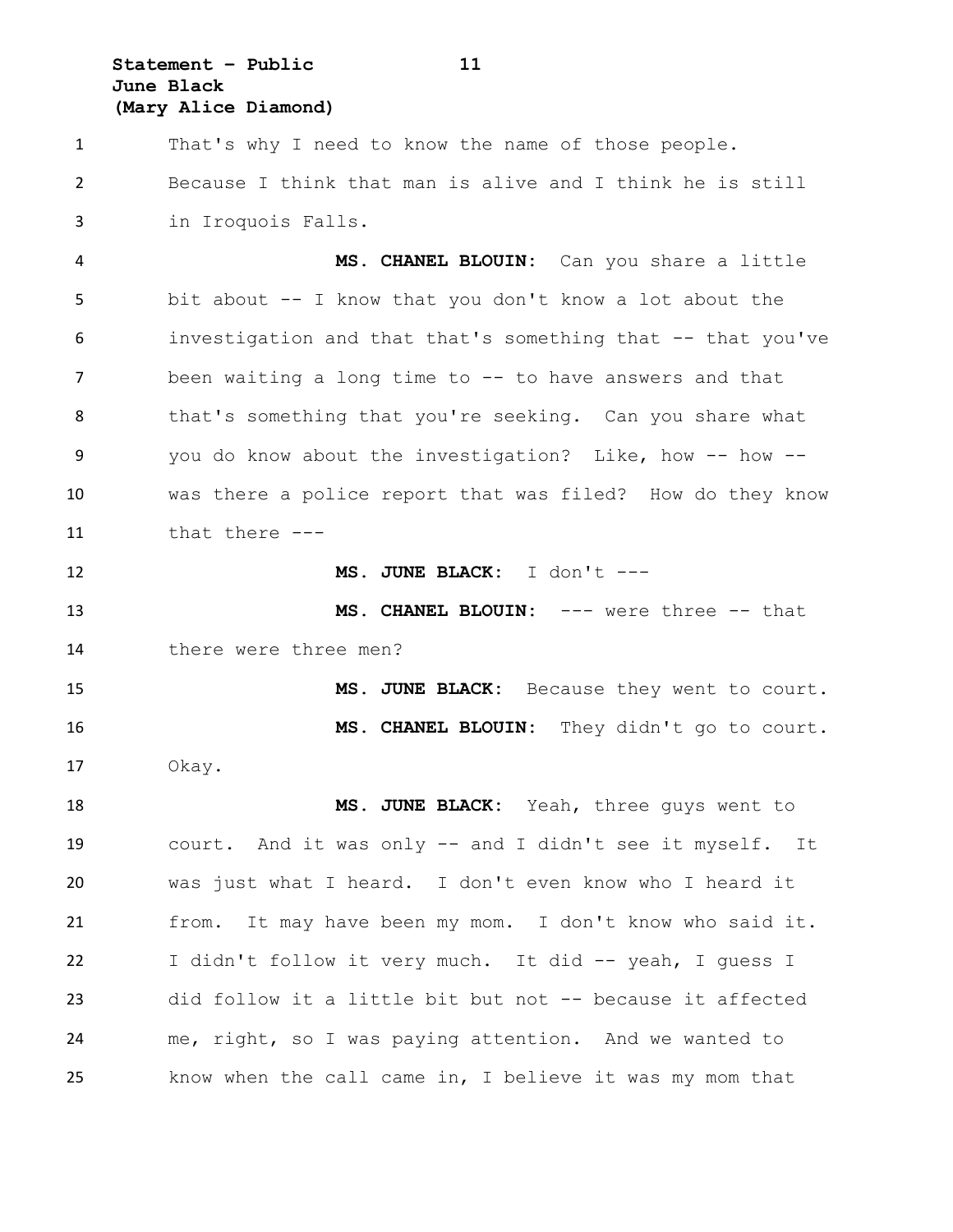That's why I need to know the name of those people. Because I think that man is alive and I think he is still in Iroquois Falls.

**MS. CHANEL BLOUIN:** Can you share a little bit about -- I know that you don't know a lot about the investigation and that that's something that -- that you've been waiting a long time to -- to have answers and that that's something that you're seeking. Can you share what you do know about the investigation? Like, how -- how -- was there a police report that was filed? How do they know that there ---

**MS. JUNE BLACK:** I don't ---

**MS. CHANEL BLOUIN:** --- were three -- that there were three men?

**MS. JUNE BLACK:** Because they went to court.

**MS. CHANEL BLOUIN:** They didn't go to court. Okay.

**MS. JUNE BLACK:** Yeah, three guys went to court. And it was only -- and I didn't see it myself. It was just what I heard. I don't even know who I heard it from. It may have been my mom. I don't know who said it. I didn't follow it very much. It did -- yeah, I guess I did follow it a little bit but not -- because it affected me, right, so I was paying attention. And we wanted to know when the call came in, I believe it was my mom that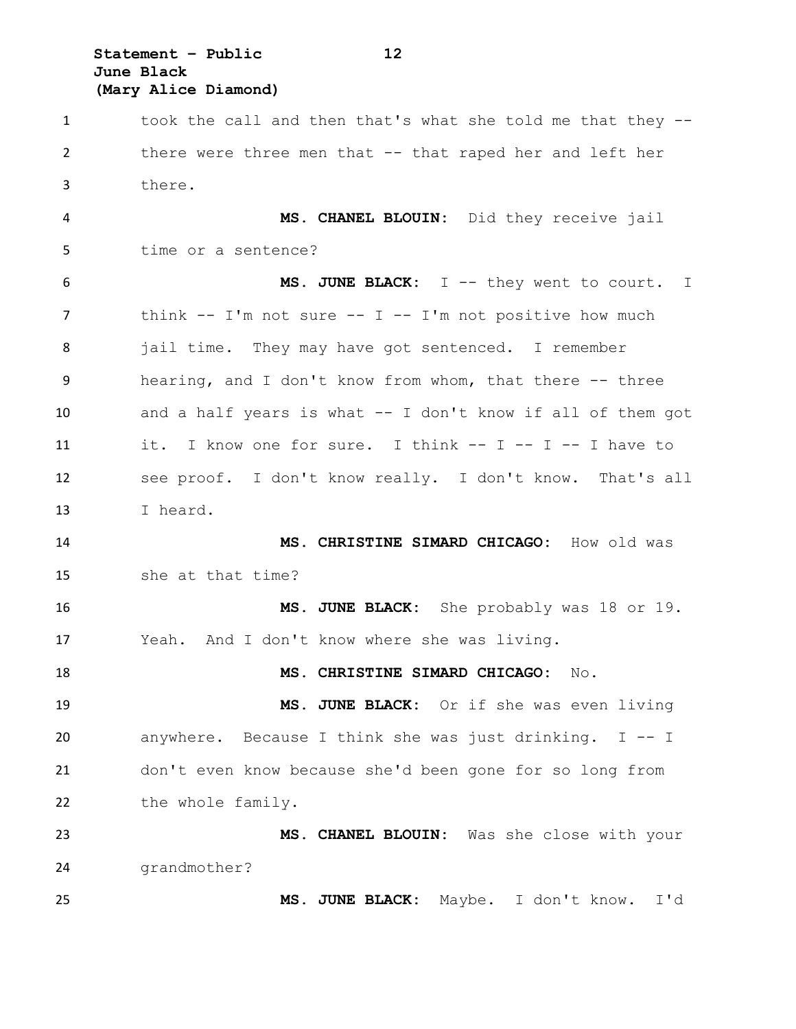took the call and then that's what she told me that they -- there were three men that -- that raped her and left her there.

**MS. CHANEL BLOUIN:** Did they receive jail time or a sentence?

**MS. JUNE BLACK:** I -- they went to court. I think -- I'm not sure -- I -- I'm not positive how much jail time. They may have got sentenced. I remember hearing, and I don't know from whom, that there -- three and a half years is what -- I don't know if all of them got it. I know one for sure. I think -- I -- I -- I have to see proof. I don't know really. I don't know. That's all I heard.

**MS. CHRISTINE SIMARD CHICAGO:** How old was she at that time?

**MS. JUNE BLACK:** She probably was 18 or 19. Yeah. And I don't know where she was living.

**MS. CHRISTINE SIMARD CHICAGO:** No.

**MS. JUNE BLACK:** Or if she was even living anywhere. Because I think she was just drinking. I -- I don't even know because she'd been gone for so long from the whole family.

**MS. CHANEL BLOUIN:** Was she close with your grandmother?

**MS. JUNE BLACK:** Maybe. I don't know. I'd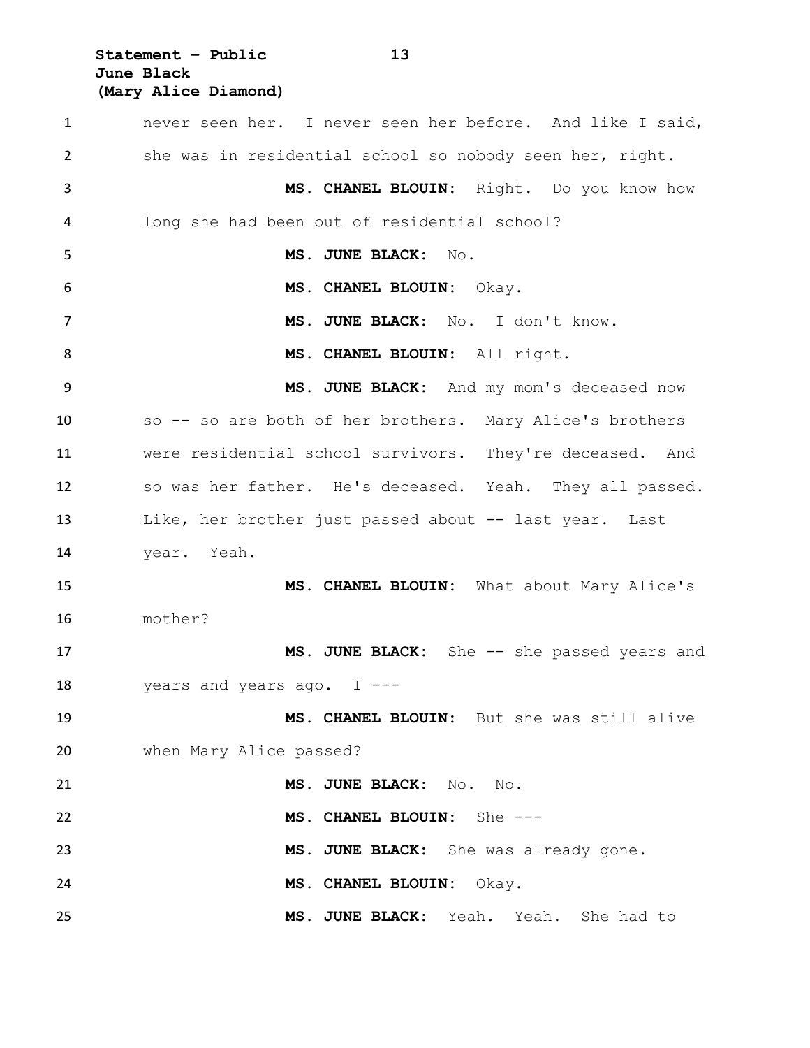never seen her. I never seen her before. And like I said, she was in residential school so nobody seen her, right.

**MS. CHANEL BLOUIN:** Right. Do you know how long she had been out of residential school?

**MS. JUNE BLACK:** No.

**MS. CHANEL BLOUIN:** Okay.

**MS. JUNE BLACK:** No. I don't know.

**MS. CHANEL BLOUIN:** All right.

**MS. JUNE BLACK:** And my mom's deceased now so -- so are both of her brothers. Mary Alice's brothers were residential school survivors. They're deceased. And so was her father. He's deceased. Yeah. They all passed. Like, her brother just passed about -- last year. Last year. Yeah.

**MS. CHANEL BLOUIN:** What about Mary Alice's mother?

**MS. JUNE BLACK:** She -- she passed years and years and years ago. I ---

**MS. CHANEL BLOUIN:** But she was still alive when Mary Alice passed?

**MS. JUNE BLACK:** No. No.

**MS. CHANEL BLOUIN:** She ---

**MS. JUNE BLACK:** She was already gone.

**MS. CHANEL BLOUIN:** Okay.

**MS. JUNE BLACK:** Yeah. Yeah. She had to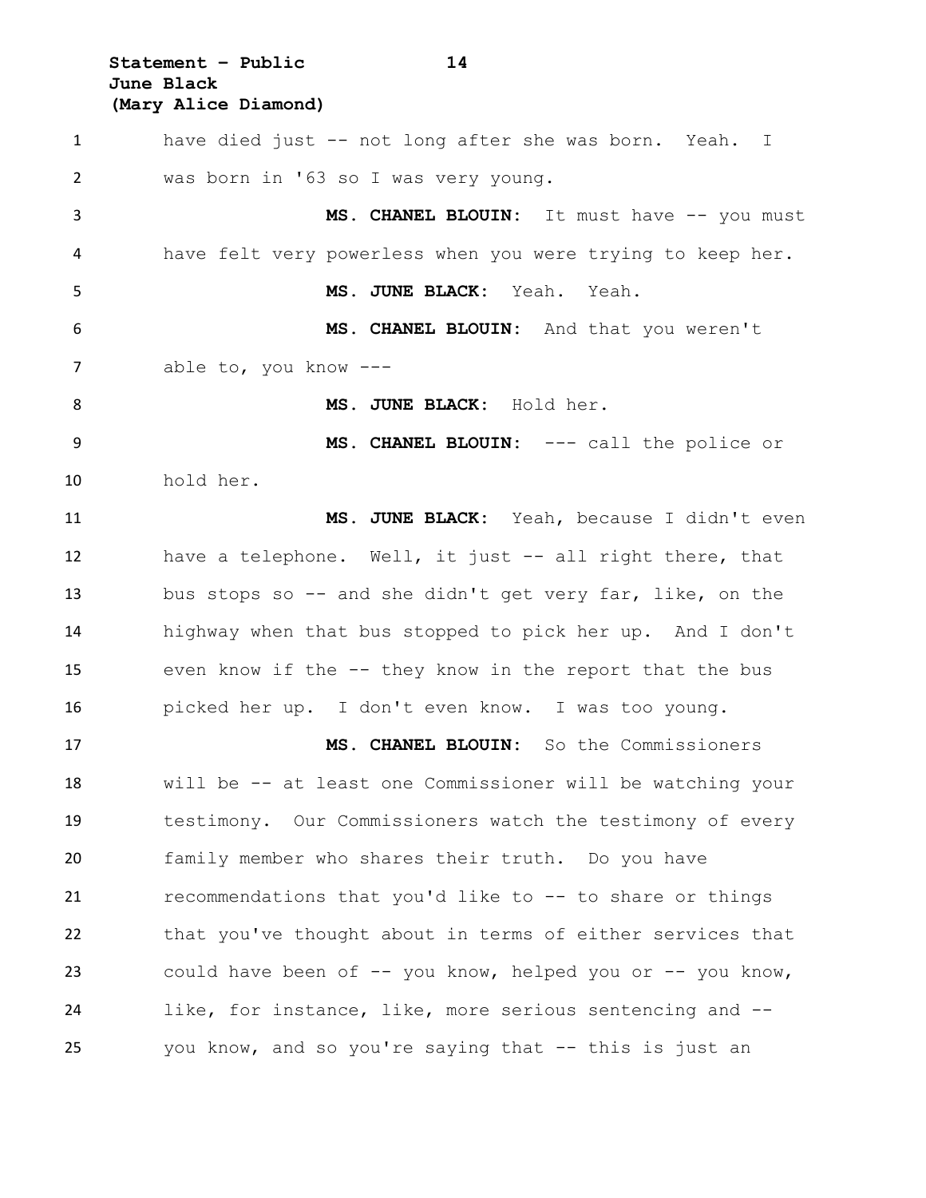have died just -- not long after she was born. Yeah. I was born in '63 so I was very young.

**MS. CHANEL BLOUIN:** It must have -- you must have felt very powerless when you were trying to keep her.

**MS. JUNE BLACK:** Yeah. Yeah.

**MS. CHANEL BLOUIN:** And that you weren't able to, you know ---

**MS. JUNE BLACK:** Hold her.

**MS. CHANEL BLOUIN:** --- call the police or hold her.

**MS. JUNE BLACK:** Yeah, because I didn't even have a telephone. Well, it just -- all right there, that bus stops so -- and she didn't get very far, like, on the highway when that bus stopped to pick her up. And I don't even know if the -- they know in the report that the bus picked her up. I don't even know. I was too young.

**MS. CHANEL BLOUIN:** So the Commissioners will be -- at least one Commissioner will be watching your testimony. Our Commissioners watch the testimony of every family member who shares their truth. Do you have recommendations that you'd like to -- to share or things that you've thought about in terms of either services that could have been of -- you know, helped you or -- you know, like, for instance, like, more serious sentencing and -- you know, and so you're saying that -- this is just an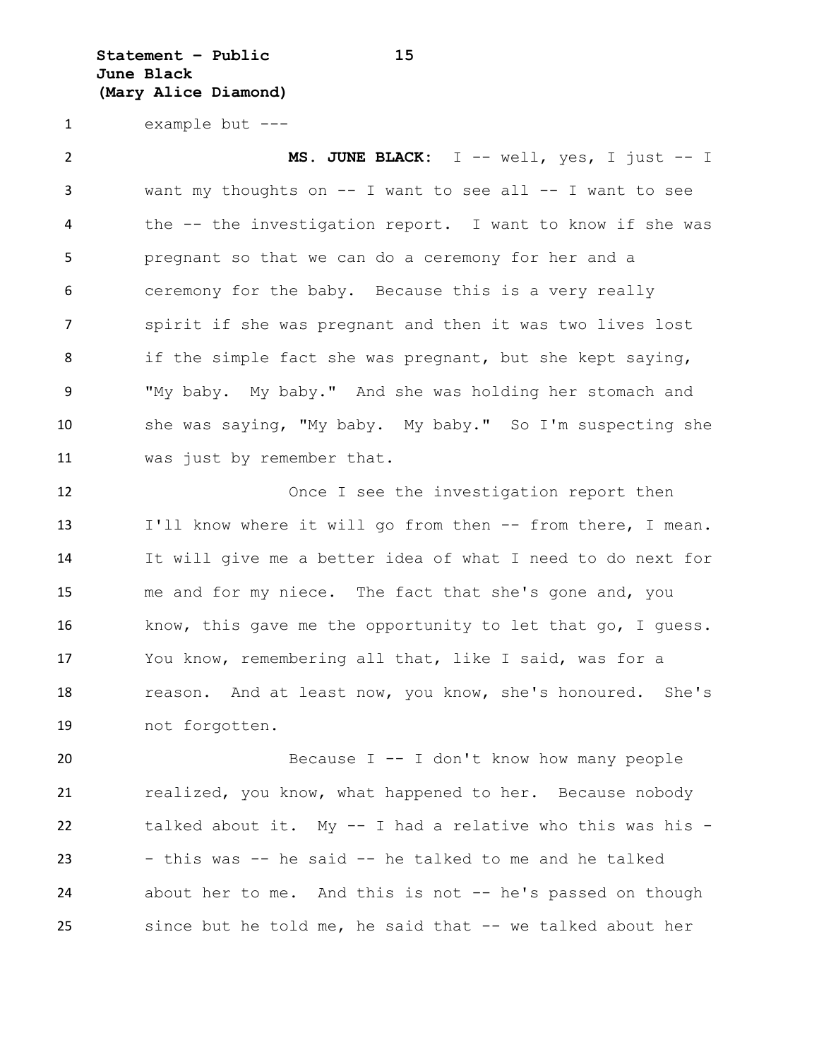example but ---

**MS. JUNE BLACK:** I -- well, yes, I just -- I want my thoughts on -- I want to see all -- I want to see the -- the investigation report. I want to know if she was pregnant so that we can do a ceremony for her and a ceremony for the baby. Because this is a very really spirit if she was pregnant and then it was two lives lost if the simple fact she was pregnant, but she kept saying, "My baby. My baby." And she was holding her stomach and she was saying, "My baby. My baby." So I'm suspecting she was just by remember that.

Once I see the investigation report then I'll know where it will go from then -- from there, I mean. It will give me a better idea of what I need to do next for me and for my niece. The fact that she's gone and, you know, this gave me the opportunity to let that go, I guess. You know, remembering all that, like I said, was for a reason. And at least now, you know, she's honoured. She's not forgotten.

Because I -- I don't know how many people realized, you know, what happened to her. Because nobody talked about it. My -- I had a relative who this was his -- this was -- he said -- he talked to me and he talked about her to me. And this is not -- he's passed on though since but he told me, he said that -- we talked about her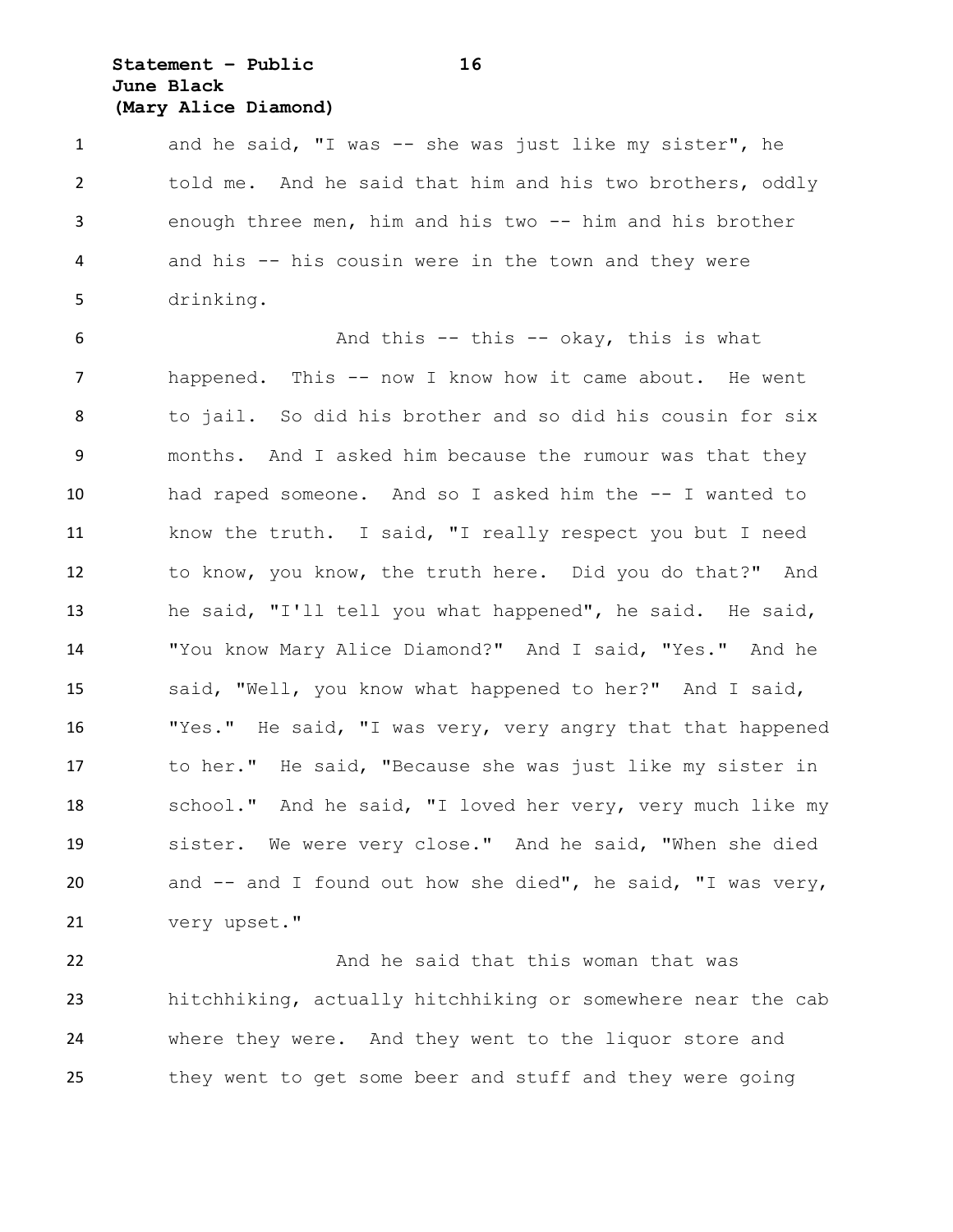and he said, "I was -- she was just like my sister", he told me. And he said that him and his two brothers, oddly enough three men, him and his two -- him and his brother and his -- his cousin were in the town and they were drinking.

And this -- this -- okay, this is what happened. This -- now I know how it came about. He went to jail. So did his brother and so did his cousin for six months. And I asked him because the rumour was that they had raped someone. And so I asked him the -- I wanted to know the truth. I said, "I really respect you but I need to know, you know, the truth here. Did you do that?" And he said, "I'll tell you what happened", he said. He said, "You know Mary Alice Diamond?" And I said, "Yes." And he said, "Well, you know what happened to her?" And I said, "Yes." He said, "I was very, very angry that that happened to her." He said, "Because she was just like my sister in school." And he said, "I loved her very, very much like my sister. We were very close." And he said, "When she died and -- and I found out how she died", he said, "I was very, very upset."

And he said that this woman that was hitchhiking, actually hitchhiking or somewhere near the cab where they were. And they went to the liquor store and they went to get some beer and stuff and they were going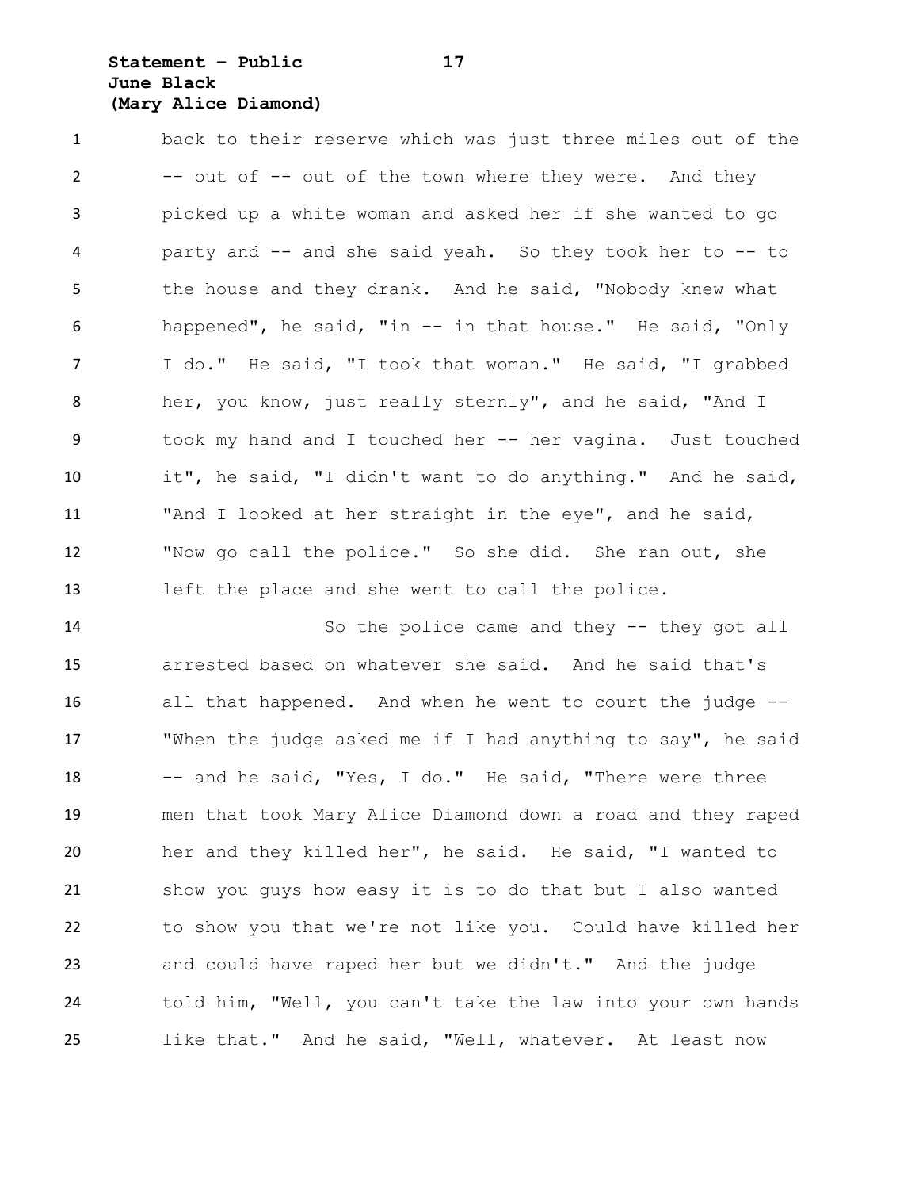back to their reserve which was just three miles out of the -- out of -- out of the town where they were. And they picked up a white woman and asked her if she wanted to go party and -- and she said yeah. So they took her to -- to the house and they drank. And he said, "Nobody knew what happened", he said, "in -- in that house." He said, "Only I do." He said, "I took that woman." He said, "I grabbed her, you know, just really sternly", and he said, "And I took my hand and I touched her -- her vagina. Just touched it", he said, "I didn't want to do anything." And he said, "And I looked at her straight in the eye", and he said, "Now go call the police." So she did. She ran out, she left the place and she went to call the police.

So the police came and they -- they got all arrested based on whatever she said. And he said that's all that happened. And when he went to court the judge -- "When the judge asked me if I had anything to say", he said -- and he said, "Yes, I do." He said, "There were three men that took Mary Alice Diamond down a road and they raped her and they killed her", he said. He said, "I wanted to show you guys how easy it is to do that but I also wanted to show you that we're not like you. Could have killed her and could have raped her but we didn't." And the judge told him, "Well, you can't take the law into your own hands like that." And he said, "Well, whatever. At least now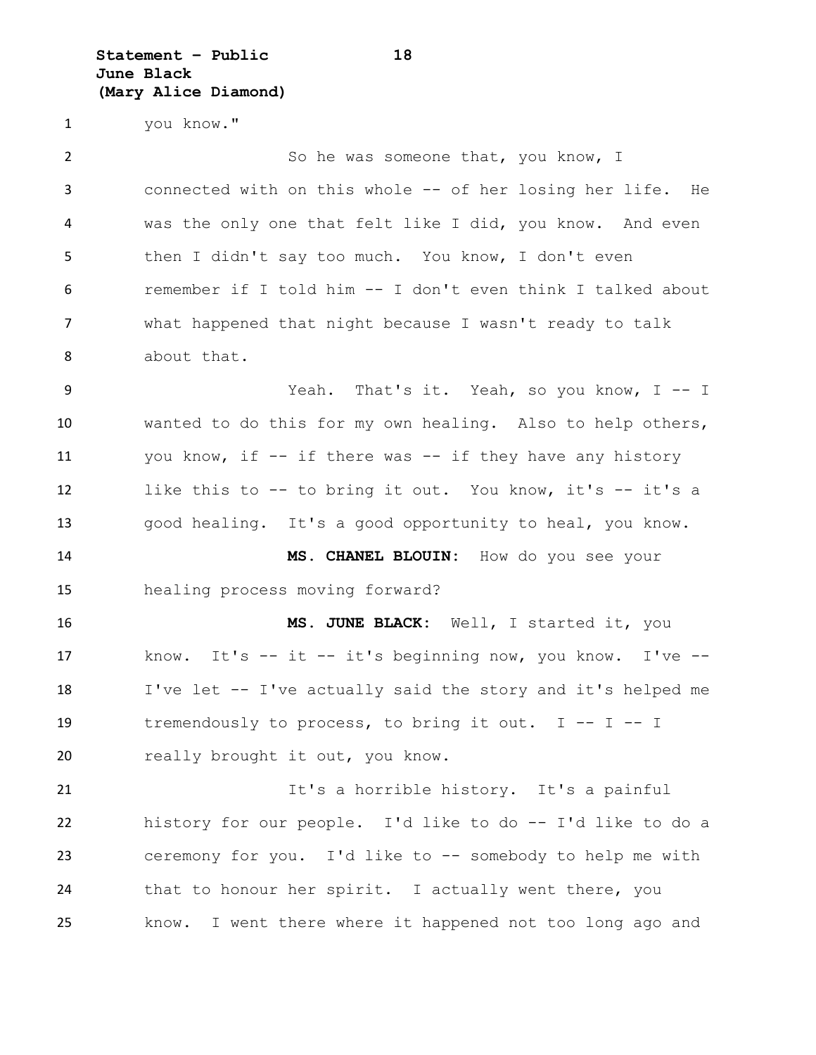you know."

So he was someone that, you know, I connected with on this whole -- of her losing her life. He was the only one that felt like I did, you know. And even then I didn't say too much. You know, I don't even remember if I told him -- I don't even think I talked about what happened that night because I wasn't ready to talk about that.

Yeah. That's it. Yeah, so you know, I -- I wanted to do this for my own healing. Also to help others, you know, if -- if there was -- if they have any history like this to -- to bring it out. You know, it's -- it's a good healing. It's a good opportunity to heal, you know.

**MS. CHANEL BLOUIN:** How do you see your healing process moving forward?

**MS. JUNE BLACK:** Well, I started it, you know. It's -- it -- it's beginning now, you know. I've -- I've let -- I've actually said the story and it's helped me tremendously to process, to bring it out. I -- I -- I really brought it out, you know.

It's a horrible history. It's a painful history for our people. I'd like to do -- I'd like to do a ceremony for you. I'd like to -- somebody to help me with that to honour her spirit. I actually went there, you know. I went there where it happened not too long ago and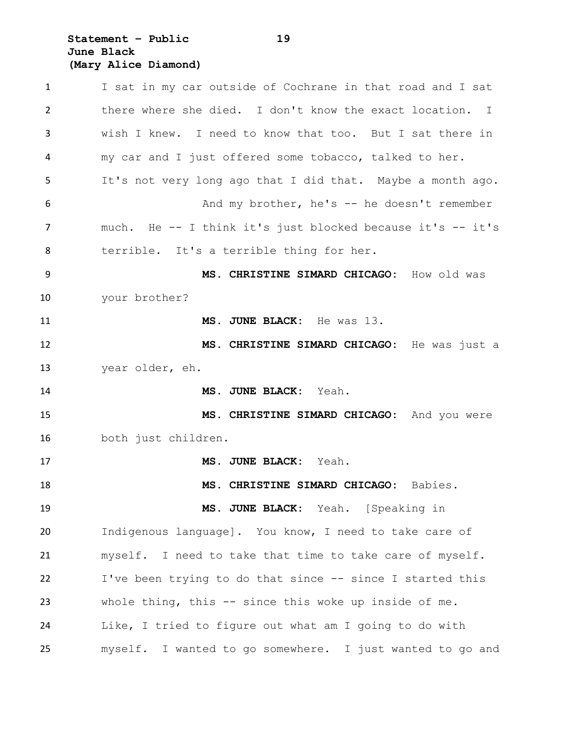I sat in my car outside of Cochrane in that road and I sat there where she died. I don't know the exact location. I wish I knew. I need to know that too. But I sat there in my car and I just offered some tobacco, talked to her. It's not very long ago that I did that. Maybe a month ago.

And my brother, he's -- he doesn't remember much. He -- I think it's just blocked because it's -- it's terrible. It's a terrible thing for her.

**MS. CHRISTINE SIMARD CHICAGO:** How old was your brother?

**MS. JUNE BLACK:** He was 13.

**MS. CHRISTINE SIMARD CHICAGO:** He was just a year older, eh.

**MS. JUNE BLACK:** Yeah.

**MS. CHRISTINE SIMARD CHICAGO:** And you were both just children.

**MS. JUNE BLACK:** Yeah.

**MS. CHRISTINE SIMARD CHICAGO:** Babies.

**MS. JUNE BLACK:** Yeah. [Speaking in Indigenous language]. You know, I need to take care of myself. I need to take that time to take care of myself. I've been trying to do that since -- since I started this whole thing, this -- since this woke up inside of me. Like, I tried to figure out what am I going to do with myself. I wanted to go somewhere. I just wanted to go and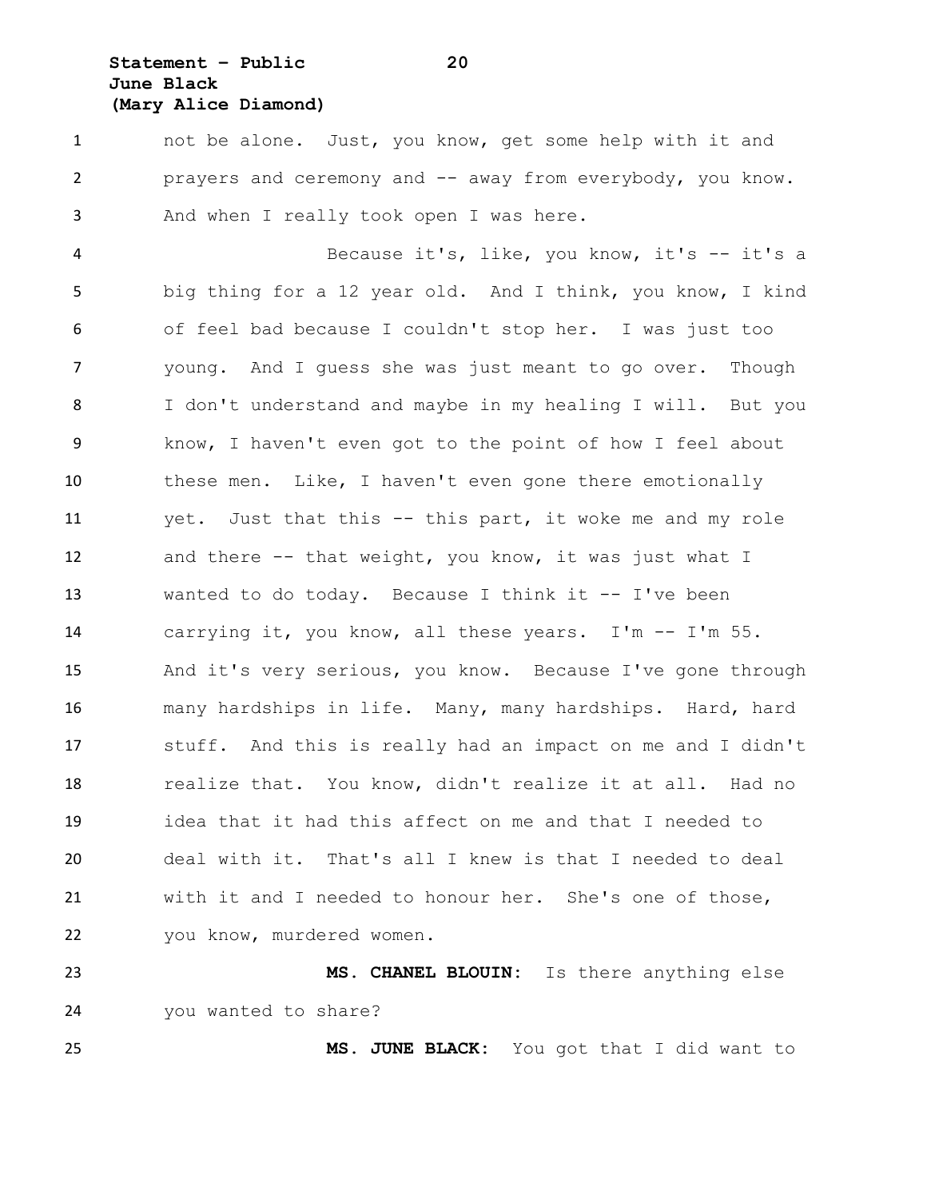not be alone. Just, you know, get some help with it and prayers and ceremony and -- away from everybody, you know. And when I really took open I was here.

Because it's, like, you know, it's -- it's a big thing for a 12 year old. And I think, you know, I kind of feel bad because I couldn't stop her. I was just too young. And I guess she was just meant to go over. Though I don't understand and maybe in my healing I will. But you know, I haven't even got to the point of how I feel about these men. Like, I haven't even gone there emotionally yet. Just that this -- this part, it woke me and my role and there -- that weight, you know, it was just what I wanted to do today. Because I think it -- I've been carrying it, you know, all these years. I'm -- I'm 55. And it's very serious, you know. Because I've gone through many hardships in life. Many, many hardships. Hard, hard stuff. And this is really had an impact on me and I didn't realize that. You know, didn't realize it at all. Had no idea that it had this affect on me and that I needed to deal with it. That's all I knew is that I needed to deal with it and I needed to honour her. She's one of those, you know, murdered women.

**MS. CHANEL BLOUIN:** Is there anything else you wanted to share?

**MS. JUNE BLACK:** You got that I did want to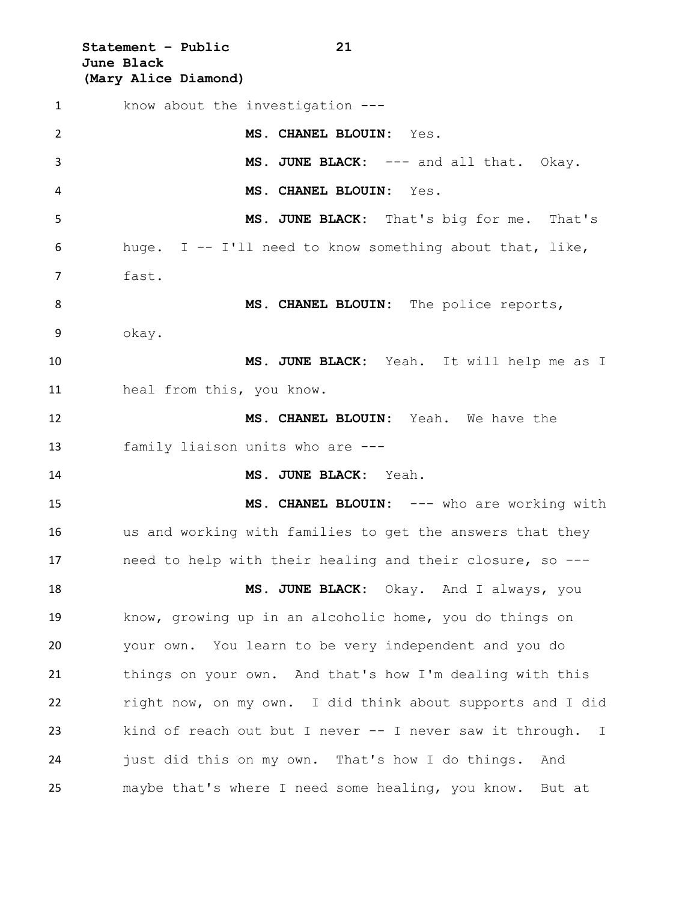know about the investigation ---

**MS. CHANEL BLOUIN:** Yes.

**MS. JUNE BLACK:** --- and all that. Okay.

**MS. CHANEL BLOUIN:** Yes.

**MS. JUNE BLACK:** That's big for me. That's huge. I -- I'll need to know something about that, like, fast.

**MS. CHANEL BLOUIN:** The police reports, okay.

**MS. JUNE BLACK:** Yeah. It will help me as I heal from this, you know.

**MS. CHANEL BLOUIN:** Yeah. We have the family liaison units who are ---

**MS. JUNE BLACK:** Yeah.

**MS. CHANEL BLOUIN:** --- who are working with us and working with families to get the answers that they need to help with their healing and their closure, so ---

**MS. JUNE BLACK:** Okay. And I always, you know, growing up in an alcoholic home, you do things on your own. You learn to be very independent and you do things on your own. And that's how I'm dealing with this right now, on my own. I did think about supports and I did kind of reach out but I never -- I never saw it through. I just did this on my own. That's how I do things. And maybe that's where I need some healing, you know. But at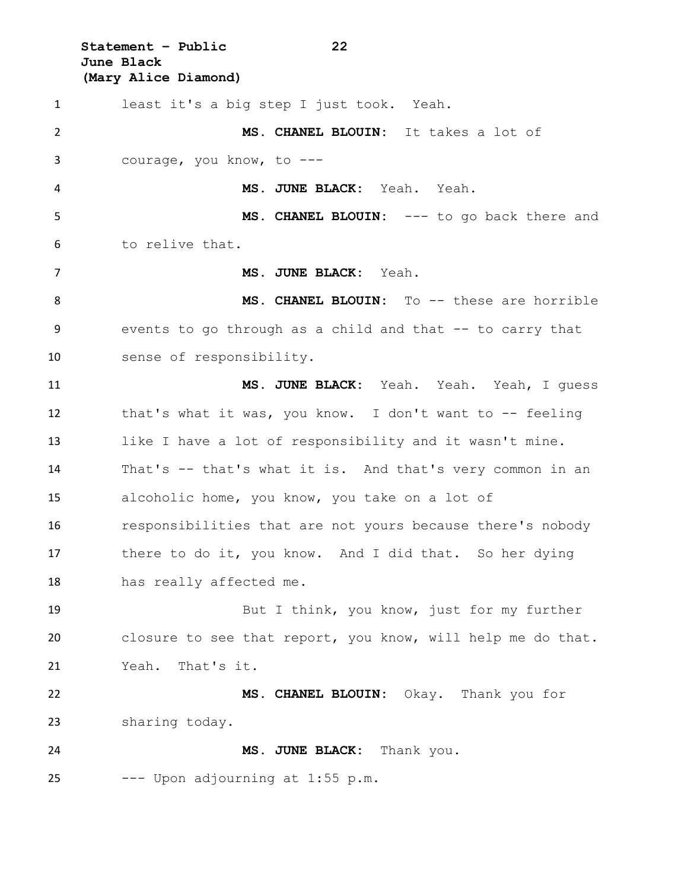least it's a big step I just took. Yeah.

**MS. CHANEL BLOUIN:** It takes a lot of courage, you know, to ---

**MS. JUNE BLACK:** Yeah. Yeah.

**MS. CHANEL BLOUIN:** --- to go back there and to relive that.

**MS. JUNE BLACK:** Yeah.

**MS. CHANEL BLOUIN:** To -- these are horrible events to go through as a child and that -- to carry that sense of responsibility.

**MS. JUNE BLACK:** Yeah. Yeah. Yeah, I guess that's what it was, you know. I don't want to -- feeling like I have a lot of responsibility and it wasn't mine. That's -- that's what it is. And that's very common in an alcoholic home, you know, you take on a lot of responsibilities that are not yours because there's nobody there to do it, you know. And I did that. So her dying has really affected me.

But I think, you know, just for my further closure to see that report, you know, will help me do that. Yeah. That's it.

**MS. CHANEL BLOUIN:** Okay. Thank you for sharing today.

**MS. JUNE BLACK:** Thank you.

--- Upon adjourning at 1:55 p.m.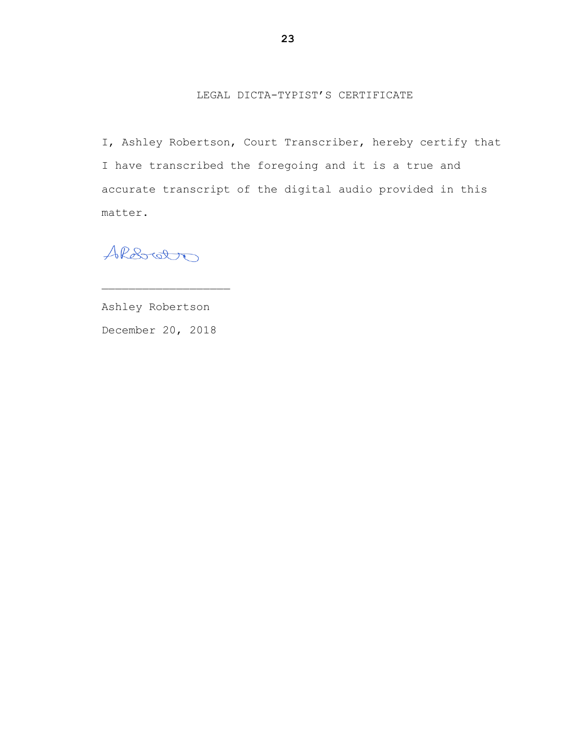LEGAL DICTA-TYPIST'S CERTIFICATE

I, Ashley Robertson, Court Transcriber, hereby certify that I have transcribed the foregoing and it is a true and accurate transcript of the digital audio provided in this matter.

\_\_\_\_\_\_\_\_\_\_\_\_\_\_\_\_\_\_\_

Ashley Robertson

December 20, 2018